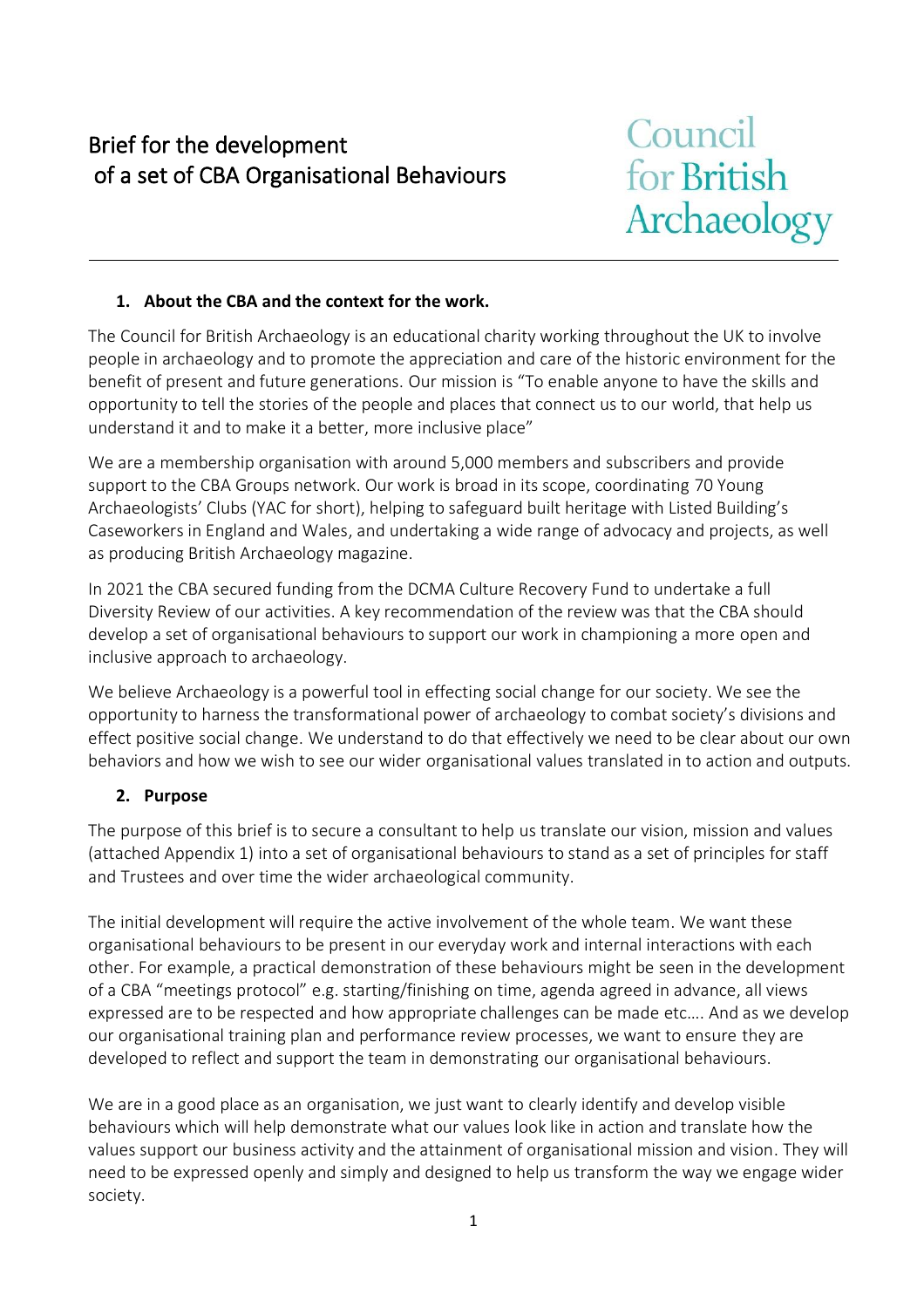# Brief for the development of a set of CBA Organisational Behaviours

Council for British Archaeology

---

## 1. About the CBA and the context for the work.

The Council for British Archaeology is an educational charity working throughout the UK to involve people in archaeology and to promote the appreciation and care of the historic environment for the benefit of present and future generations. Our mission is “To enable anyone to have the skills and opportunity to tell the stories of the people and places that connect us to our world, that help us understand it and to make it a better, more inclusive place”

We are a membership organisation with around 5,000 members and subscribers and provide support to the CBA Groups network. Our work is broad in its scope, coordinating 70 Young Archaeologists’ Clubs (YAC for short), helping to safeguard built heritage with Listed Building’s Caseworkers in England and Wales, and undertaking a wide range of advocacy and projects, as well as producing British Archaeology magazine.

In 2021 the CBA secured funding from the DCMA Culture Recovery Fund to undertake a full Diversity Review of our activities. A key recommendation of the review was that the CBA should develop a set of organisational behaviours to support our work in championing a more open and inclusive approach to archaeology.

We believe Archaeology is a powerful tool in effecting social change for our society. We see the opportunity to harness the transformational power of archaeology to combat society’s divisions and effect positive social change. We understand to do that effectively we need to be clear about our own behaviors and how we wish to see our wider organisational values translated in to action and outputs.

## 2. Purpose

The purpose of this brief is to secure a consultant to help us translate our vision, mission and values (attached Appendix 1) into a set of organisational behaviours to stand as a set of principles for staff and Trustees and over time the wider archaeological community.

The initial development will require the active involvement of the whole team. We want these organisational behaviours to be present in our everyday work and internal interactions with each other. For example, a practical demonstration of these behaviours might be seen in the development of a CBA “meetings protocol” e.g. starting/finishing on time, agenda agreed in advance, all views expressed are to be respected and how appropriate challenges can be made etc…. And as we develop our organisational training plan and performance review processes, we want to ensure they are developed to reflect and support the team in demonstrating our organisational behaviours.

We are in a good place as an organisation, we just want to clearly identify and develop visible behaviours which will help demonstrate what our values look like in action and translate how the values support our business activity and the attainment of organisational mission and vision. They will need to be expressed openly and simply and designed to help us transform the way we engage wider society.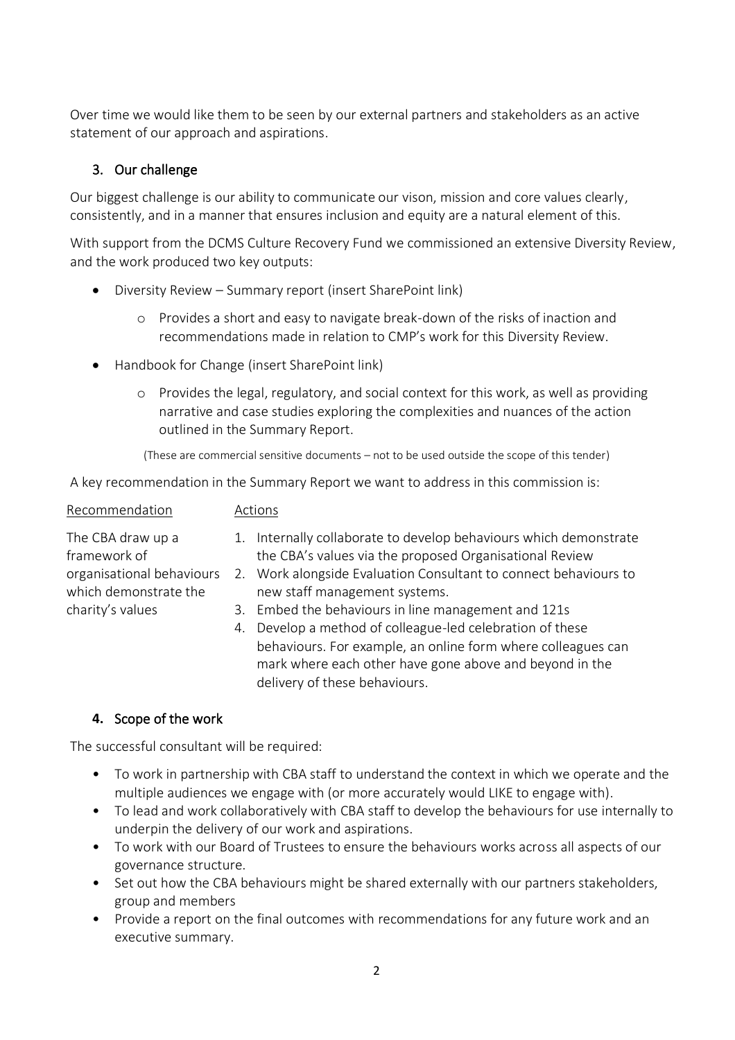Over time we would like them to be seen by our external partners and stakeholders as an active statement of our approach and aspirations.

## 3. Our challenge

Our biggest challenge is our ability to communicate our vison, mission and core values clearly, consistently, and in a manner that ensures inclusion and equity are a natural element of this.

With support from the DCMS Culture Recovery Fund we commissioned an extensive Diversity Review, and the work produced two key outputs:

- Diversity Review – Summary report (insert SharePoint link)
    - Provides a short and easy to navigate break-down of the risks of inaction and recommendations made in relation to CMP's work for this Diversity Review.
- Handbook for Change (insert SharePoint link)
    - Provides the legal, regulatory, and social context for this work, as well as providing narrative and case studies exploring the complexities and nuances of the action outlined in the Summary Report.

(These are commercial sensitive documents – not to be used outside the scope of this tender)

A key recommendation in the Summary Report we want to address in this commission is:

| Recommendation | Actions |
|---|---|
| The CBA draw up a framework of organisational behaviours which demonstrate the charity's values | 1. Internally collaborate to develop behaviours which demonstrate the CBA's values via the proposed Organisational Review<br>2. Work alongside Evaluation Consultant to connect behaviours to new staff management systems.<br>3. Embed the behaviours in line management and 121s<br>4. Develop a method of colleague-led celebration of these behaviours. For example, an online form where colleagues can mark where each other have gone above and beyond in the delivery of these behaviours. |

## 4. Scope of the work

The successful consultant will be required:

- To work in partnership with CBA staff to understand the context in which we operate and the multiple audiences we engage with (or more accurately would LIKE to engage with).
- To lead and work collaboratively with CBA staff to develop the behaviours for use internally to underpin the delivery of our work and aspirations.
- To work with our Board of Trustees to ensure the behaviours works across all aspects of our governance structure.
- Set out how the CBA behaviours might be shared externally with our partners stakeholders, group and members
- Provide a report on the final outcomes with recommendations for any future work and an executive summary.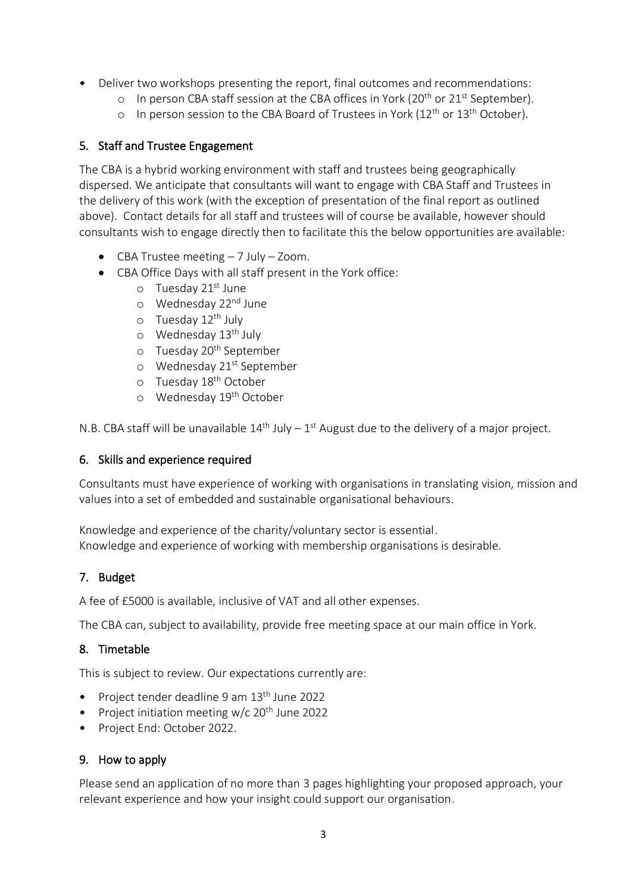- Deliver two workshops presenting the report, final outcomes and recommendations:
  - In person CBA staff session at the CBA offices in York (20th or 21st September).
  - In person session to the CBA Board of Trustees in York (12th or 13th October).

## 5. Staff and Trustee Engagement

The CBA is a hybrid working environment with staff and trustees being geographically dispersed. We anticipate that consultants will want to engage with CBA Staff and Trustees in the delivery of this work (with the exception of presentation of the final report as outlined above). Contact details for all staff and trustees will of course be available, however should consultants wish to engage directly then to facilitate this the below opportunities are available:

- CBA Trustee meeting – 7 July – Zoom.
- CBA Office Days with all staff present in the York office:
  - Tuesday 21st June
  - Wednesday 22nd June
  - Tuesday 12th July
  - Wednesday 13th July
  - Tuesday 20th September
  - Wednesday 21st September
  - Tuesday 18th October
  - Wednesday 19th October

N.B. CBA staff will be unavailable 14th July – 1st August due to the delivery of a major project.

## 6. Skills and experience required

Consultants must have experience of working with organisations in translating vision, mission and values into a set of embedded and sustainable organisational behaviours.

Knowledge and experience of the charity/voluntary sector is essential.
Knowledge and experience of working with membership organisations is desirable.

## 7. Budget

A fee of £5000 is available, inclusive of VAT and all other expenses.

The CBA can, subject to availability, provide free meeting space at our main office in York.

## 8. Timetable

This is subject to review. Our expectations currently are:

- Project tender deadline 9 am 13th June 2022
- Project initiation meeting w/c 20th June 2022
- Project End: October 2022.

## 9. How to apply

Please send an application of no more than 3 pages highlighting your proposed approach, your relevant experience and how your insight could support our organisation.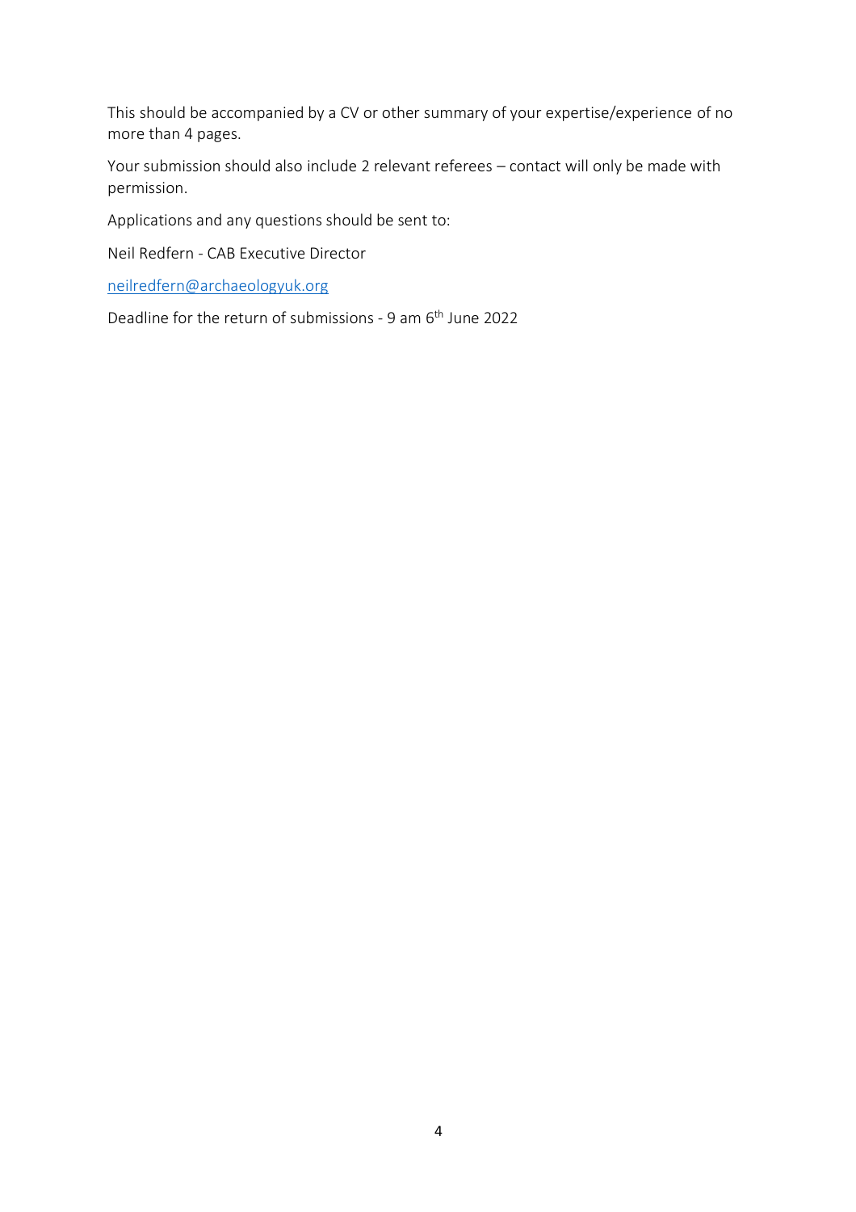This should be accompanied by a CV or other summary of your expertise/experience of no more than 4 pages.

Your submission should also include 2 relevant referees – contact will only be made with permission.

Applications and any questions should be sent to:

Neil Redfern - CAB Executive Director

[neilredfern@archaeologyuk.org](mailto:neilredfern@archaeologyuk.org)

Deadline for the return of submissions - 9 am 6th June 2022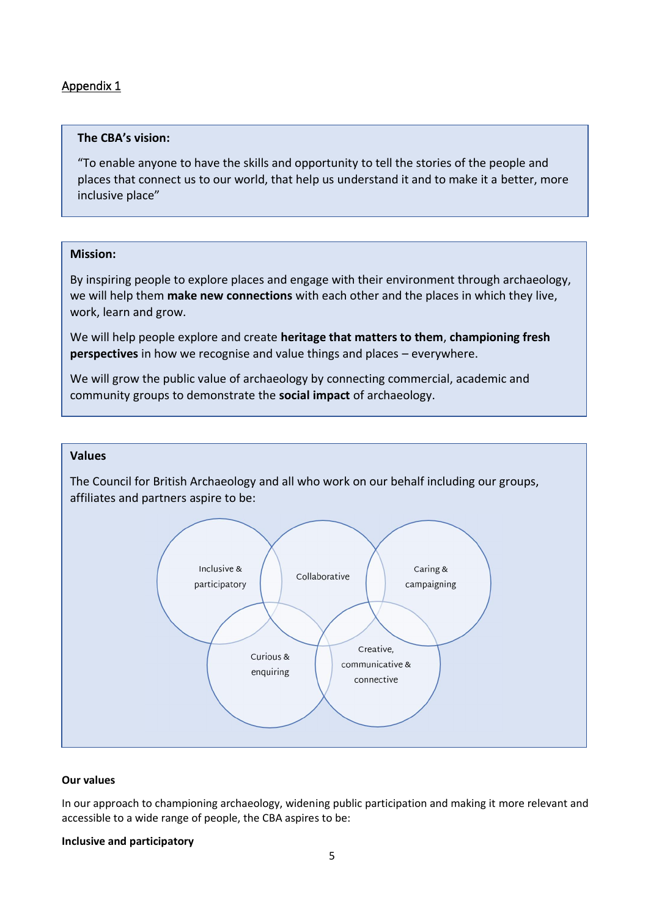Appendix 1

**The CBA's vision:**

"To enable anyone to have the skills and opportunity to tell the stories of the people and places that connect us to our world, that help us understand it and to make it a better, more inclusive place"

**Mission:**

By inspiring people to explore places and engage with their environment through archaeology, we will help them **make new connections** with each other and the places in which they live, work, learn and grow.

We will help people explore and create **heritage that matters to them**, **championing fresh perspectives** in how we recognise and value things and places – everywhere.

We will grow the public value of archaeology by connecting commercial, academic and community groups to demonstrate the **social impact** of archaeology.

**Values**

The Council for British Archaeology and all who work on our behalf including our groups, affiliates and partners aspire to be:

Inclusive & participatory

Collaborative

Caring & campaigning

Curious & enquiring

Creative, communicative & connective

**Our values**

In our approach to championing archaeology, widening public participation and making it more relevant and accessible to a wide range of people, the CBA aspires to be:

**Inclusive and participatory**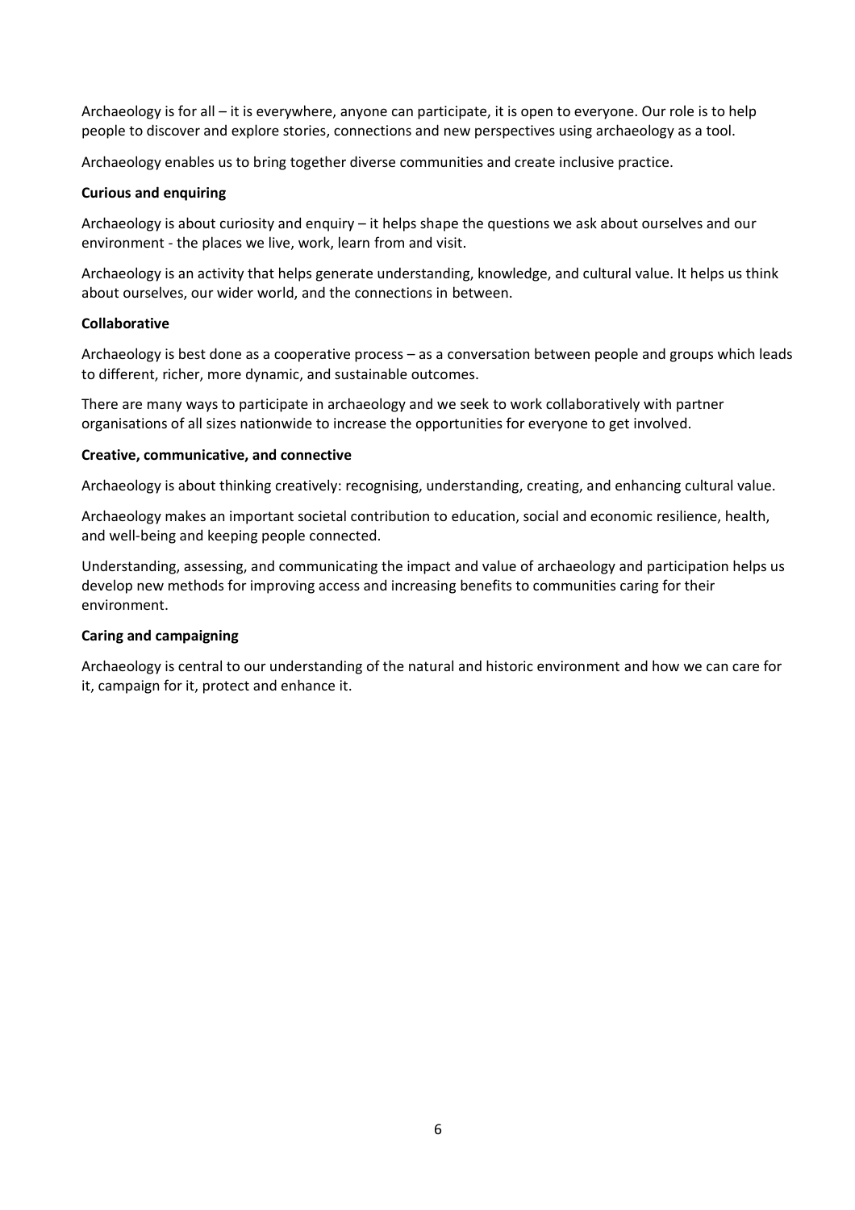Archaeology is for all – it is everywhere, anyone can participate, it is open to everyone. Our role is to help people to discover and explore stories, connections and new perspectives using archaeology as a tool.

Archaeology enables us to bring together diverse communities and create inclusive practice.

**Curious and enquiring**

Archaeology is about curiosity and enquiry – it helps shape the questions we ask about ourselves and our environment - the places we live, work, learn from and visit.

Archaeology is an activity that helps generate understanding, knowledge, and cultural value. It helps us think about ourselves, our wider world, and the connections in between.

**Collaborative**

Archaeology is best done as a cooperative process – as a conversation between people and groups which leads to different, richer, more dynamic, and sustainable outcomes.

There are many ways to participate in archaeology and we seek to work collaboratively with partner organisations of all sizes nationwide to increase the opportunities for everyone to get involved.

**Creative, communicative, and connective**

Archaeology is about thinking creatively: recognising, understanding, creating, and enhancing cultural value.

Archaeology makes an important societal contribution to education, social and economic resilience, health, and well-being and keeping people connected.

Understanding, assessing, and communicating the impact and value of archaeology and participation helps us develop new methods for improving access and increasing benefits to communities caring for their environment.

**Caring and campaigning**

Archaeology is central to our understanding of the natural and historic environment and how we can care for it, campaign for it, protect and enhance it.